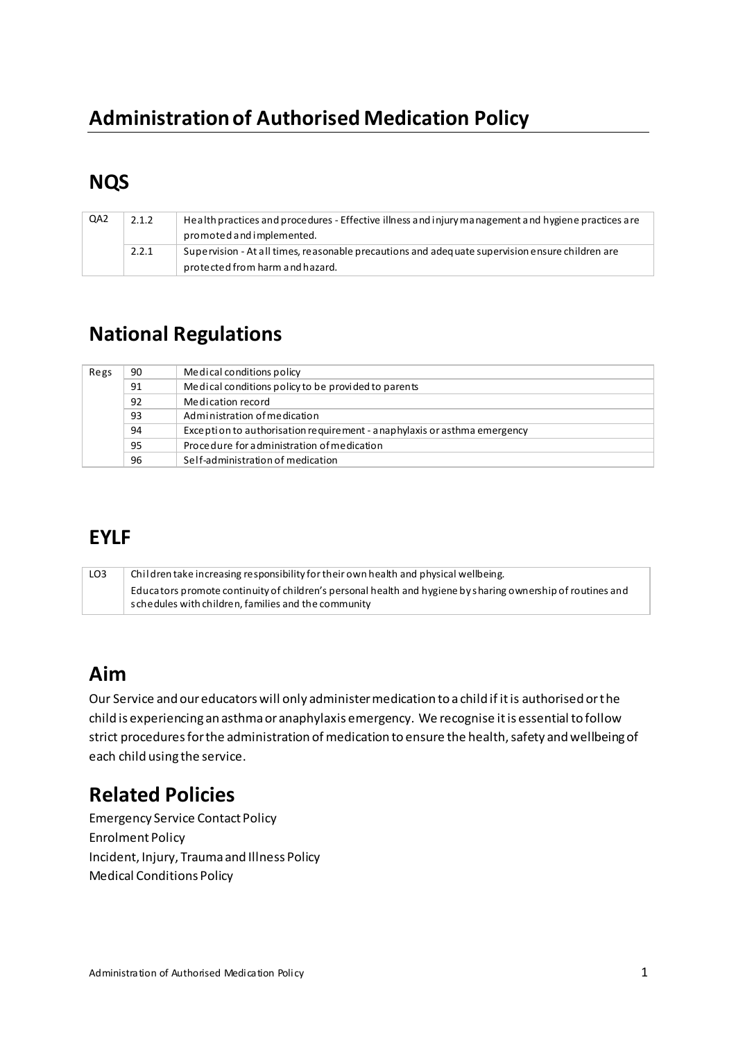# Administration of Authorised Medication Policy

## NQS

| | | |
|---|---|---|
| QA2 | 2.1.2 | Health practices and procedures - Effective illness and injury management and hygiene practices are promoted and implemented. |
| | 2.2.1 | Supervision - At all times, reasonable precautions and adequate supervision ensure children are protected from harm and hazard. |

## National Regulations

| | | |
|---|---|---|
| Regs | 90 | Medical conditions policy |
| | 91 | Medical conditions policy to be provided to parents |
| | 92 | Medication record |
| | 93 | Administration of medication |
| | 94 | Exception to authorisation requirement - anaphylaxis or asthma emergency |
| | 95 | Procedure for administration of medication |
| | 96 | Self-administration of medication |

## EYLF

| | |
|---|---|
| LO3 | Children take increasing responsibility for their own health and physical wellbeing. Educators promote continuity of children's personal health and hygiene by sharing ownership of routines and schedules with children, families and the community |

## Aim

Our Service and our educators will only administer medication to a child if it is authorised or the child is experiencing an asthma or anaphylaxis emergency. We recognise it is essential to follow strict procedures for the administration of medication to ensure the health, safety and wellbeing of each child using the service.

## Related Policies

Emergency Service Contact Policy
Enrolment Policy
Incident, Injury, Trauma and Illness Policy
Medical Conditions Policy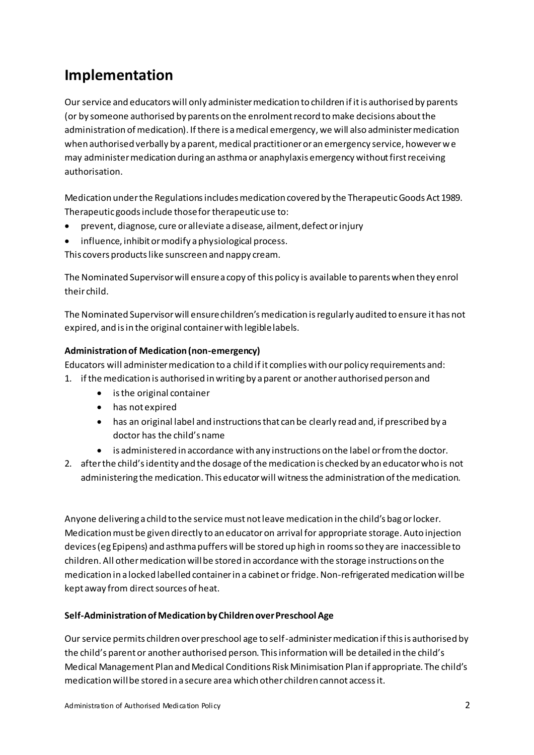## Implementation

Our service and educators will only administer medication to children if it is authorised by parents (or by someone authorised by parents on the enrolment record to make decisions about the administration of medication). If there is a medical emergency, we will also administer medication when authorised verbally by a parent, medical practitioner or an emergency service, however we may administer medication during an asthma or anaphylaxis emergency without first receiving authorisation.

Medication under the Regulations includes medication covered by the Therapeutic Goods Act 1989. Therapeutic goods include those for therapeutic use to:

- prevent, diagnose, cure or alleviate a disease, ailment, defect or injury
- influence, inhibit or modify a physiological process.

This covers products like sunscreen and nappy cream.

The Nominated Supervisor will ensure a copy of this policy is available to parents when they enrol their child.

The Nominated Supervisor will ensure children's medication is regularly audited to ensure it has not expired, and is in the original container with legible labels.

**Administration of Medication (non-emergency)**

Educators will administer medication to a child if it complies with our policy requirements and:

1. if the medication is authorised in writing by a parent or another authorised person and
    - is the original container
    - has not expired
    - has an original label and instructions that can be clearly read and, if prescribed by a doctor has the child's name
    - is administered in accordance with any instructions on the label or from the doctor.
2. after the child's identity and the dosage of the medication is checked by an educator who is not administering the medication. This educator will witness the administration of the medication.

Anyone delivering a child to the service must not leave medication in the child's bag or locker. Medication must be given directly to an educator on arrival for appropriate storage. Auto injection devices (eg Epipens) and asthma puffers will be stored up high in rooms so they are inaccessible to children. All other medication will be stored in accordance with the storage instructions on the medication in a locked labelled container in a cabinet or fridge. Non-refrigerated medication will be kept away from direct sources of heat.

**Self-Administration of Medication by Children over Preschool Age**

Our service permits children over preschool age to self-administer medication if this is authorised by the child's parent or another authorised person. This information will be detailed in the child's Medical Management Plan and Medical Conditions Risk Minimisation Plan if appropriate. The child's medication will be stored in a secure area which other children cannot access it.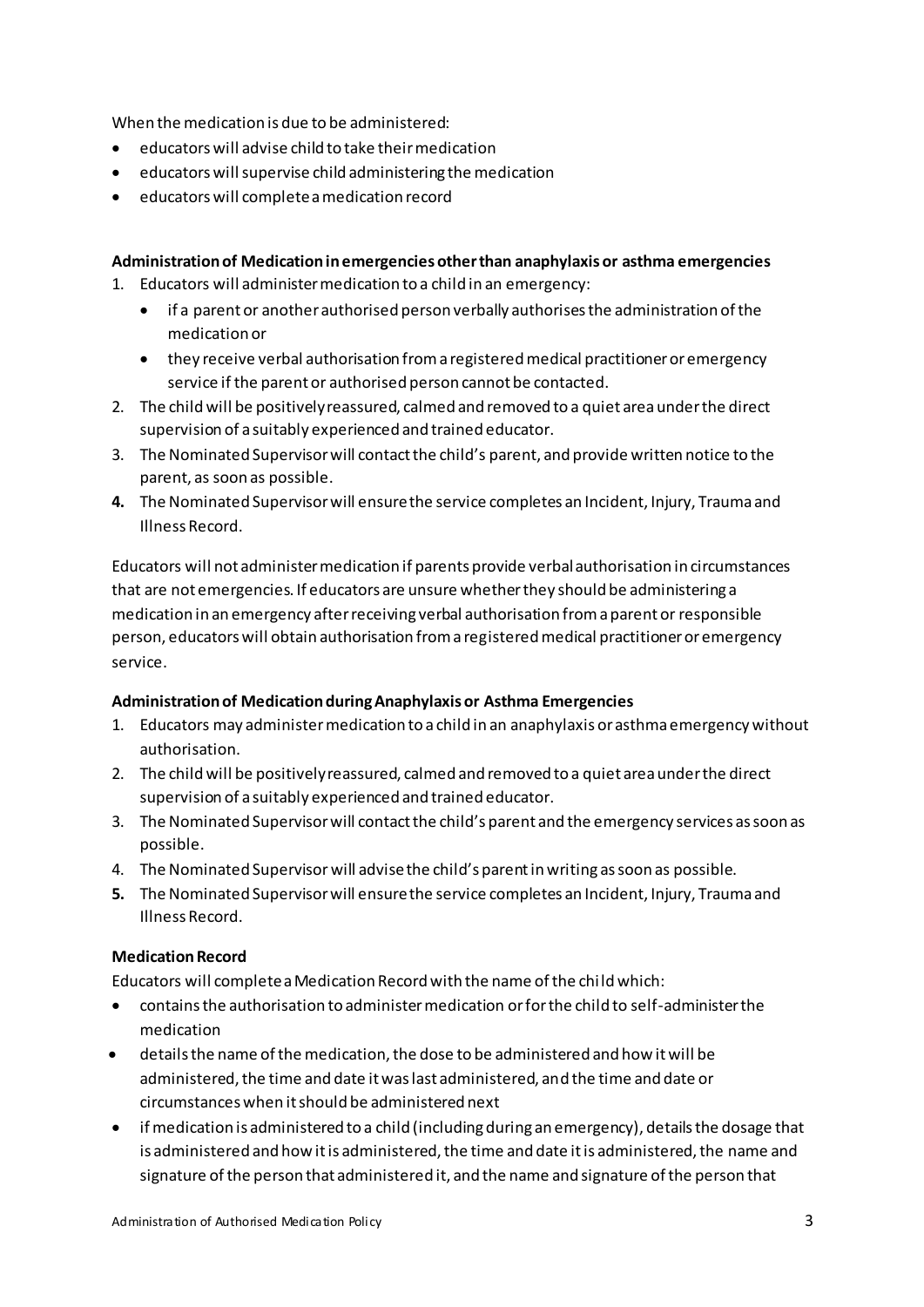When the medication is due to be administered:

- educators will advise child to take their medication
- educators will supervise child administering the medication
- educators will complete a medication record

**Administration of Medication in emergencies other than anaphylaxis or asthma emergencies**

1. Educators will administer medication to a child in an emergency:
   - if a parent or another authorised person verbally authorises the administration of the medication or
   - they receive verbal authorisation from a registered medical practitioner or emergency service if the parent or authorised person cannot be contacted.
2. The child will be positively reassured, calmed and removed to a quiet area under the direct supervision of a suitably experienced and trained educator.
3. The Nominated Supervisor will contact the child's parent, and provide written notice to the parent, as soon as possible.
4. The Nominated Supervisor will ensure the service completes an Incident, Injury, Trauma and Illness Record.

Educators will not administer medication if parents provide verbal authorisation in circumstances that are not emergencies. If educators are unsure whether they should be administering a medication in an emergency after receiving verbal authorisation from a parent or responsible person, educators will obtain authorisation from a registered medical practitioner or emergency service.

**Administration of Medication during Anaphylaxis or Asthma Emergencies**

1. Educators may administer medication to a child in an anaphylaxis or asthma emergency without authorisation.
2. The child will be positively reassured, calmed and removed to a quiet area under the direct supervision of a suitably experienced and trained educator.
3. The Nominated Supervisor will contact the child's parent and the emergency services as soon as possible.
4. The Nominated Supervisor will advise the child's parent in writing as soon as possible.
5. The Nominated Supervisor will ensure the service completes an Incident, Injury, Trauma and Illness Record.

**Medication Record**

Educators will complete a Medication Record with the name of the child which:

- contains the authorisation to administer medication or for the child to self-administer the medication
- details the name of the medication, the dose to be administered and how it will be administered, the time and date it was last administered, and the time and date or circumstances when it should be administered next
- if medication is administered to a child (including during an emergency), details the dosage that is administered and how it is administered, the time and date it is administered, the name and signature of the person that administered it, and the name and signature of the person that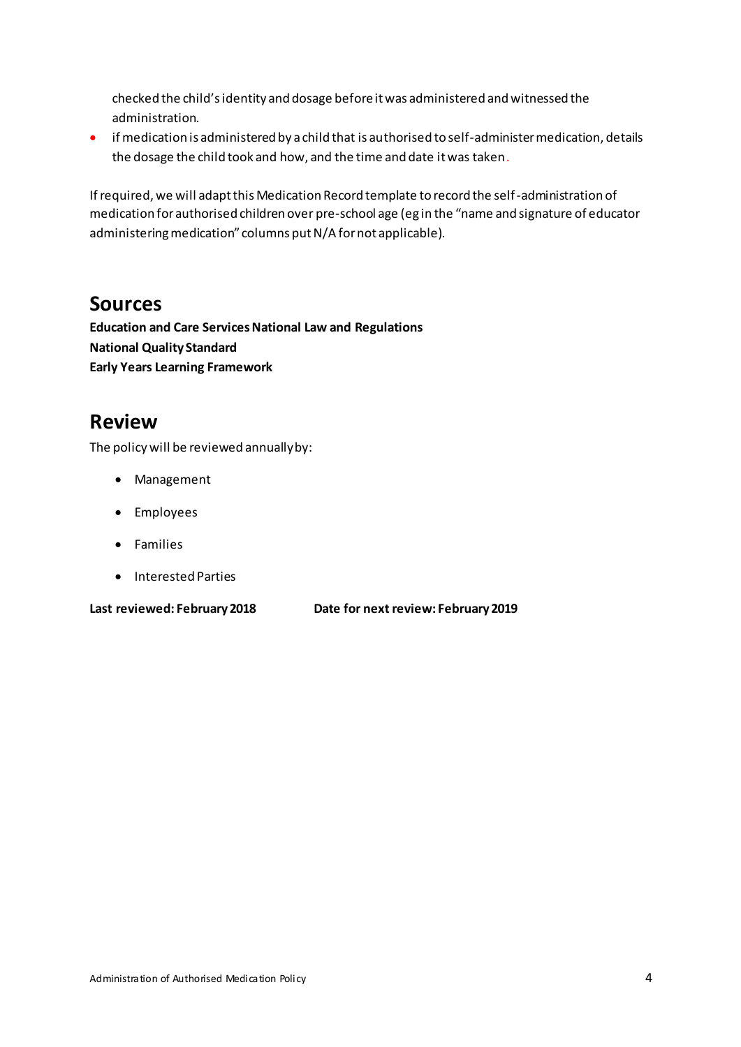checked the child's identity and dosage before it was administered and witnessed the administration.

- if medication is administered by a child that is authorised to self-administer medication, details the dosage the child took and how, and the time and date it was taken.

If required, we will adapt this Medication Record template to record the self-administration of medication for authorised children over pre-school age (eg in the "name and signature of educator administering medication" columns put N/A for not applicable).

## Sources

**Education and Care Services National Law and Regulations**
**National Quality Standard**
**Early Years Learning Framework**

## Review

The policy will be reviewed annually by:

- Management
- Employees
- Families
- Interested Parties

**Last reviewed: February 2018** **Date for next review: February 2019**